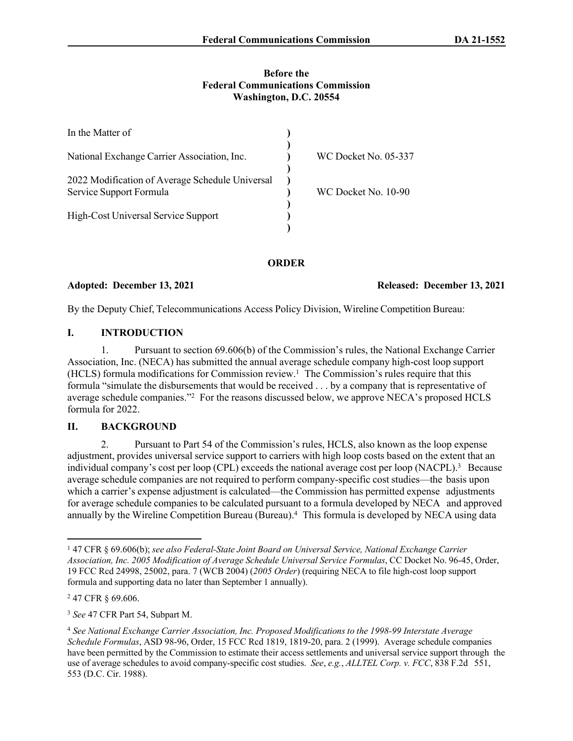**Before the**
**Federal Communications Commission**
**Washington, D.C. 20554**

| | | |
|---|---|---|
| In the Matter of | ) | |
| | ) | |
| National Exchange Carrier Association, Inc. | ) | WC Docket No. 05-337 |
| | ) | |
| 2022 Modification of Average Schedule Universal | ) | |
| Service Support Formula | ) | WC Docket No. 10-90 |
| | ) | |
| High-Cost Universal Service Support | ) | |
| | ) | |

**ORDER**

**Adopted: December 13, 2021** **Released: December 13, 2021**

By the Deputy Chief, Telecommunications Access Policy Division, Wireline Competition Bureau:

## I. INTRODUCTION

1. Pursuant to section 69.606(b) of the Commission's rules, the National Exchange Carrier Association, Inc. (NECA) has submitted the annual average schedule company high-cost loop support (HCLS) formula modifications for Commission review.[1] The Commission's rules require that this formula "simulate the disbursements that would be received . . . by a company that is representative of average schedule companies."[2] For the reasons discussed below, we approve NECA's proposed HCLS formula for 2022.

## II. BACKGROUND

2. Pursuant to Part 54 of the Commission's rules, HCLS, also known as the loop expense adjustment, provides universal service support to carriers with high loop costs based on the extent that an individual company's cost per loop (CPL) exceeds the national average cost per loop (NACPL).[3] Because average schedule companies are not required to perform company-specific cost studies—the basis upon which a carrier's expense adjustment is calculated—the Commission has permitted expense adjustments for average schedule companies to be calculated pursuant to a formula developed by NECA and approved annually by the Wireline Competition Bureau (Bureau).[4] This formula is developed by NECA using data

---

[1] 47 CFR § 69.606(b); *see also Federal-State Joint Board on Universal Service, National Exchange Carrier Association, Inc. 2005 Modification of Average Schedule Universal Service Formulas*, CC Docket No. 96-45, Order, 19 FCC Rcd 24998, 25002, para. 7 (WCB 2004) (*2005 Order*) (requiring NECA to file high-cost loop support formula and supporting data no later than September 1 annually).

[2] 47 CFR § 69.606.

[3] *See* 47 CFR Part 54, Subpart M.

[4] *See National Exchange Carrier Association, Inc. Proposed Modifications to the 1998-99 Interstate Average Schedule Formulas*, ASD 98-96, Order, 15 FCC Rcd 1819, 1819-20, para. 2 (1999). Average schedule companies have been permitted by the Commission to estimate their access settlements and universal service support through the use of average schedules to avoid company-specific cost studies. *See*, *e.g.*, *ALLTEL Corp. v. FCC*, 838 F.2d 551, 553 (D.C. Cir. 1988).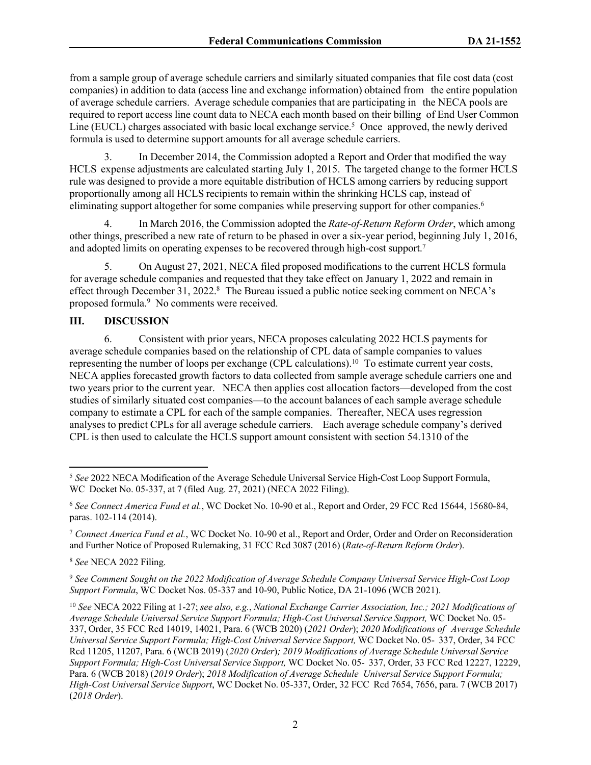from a sample group of average schedule carriers and similarly situated companies that file cost data (cost companies) in addition to data (access line and exchange information) obtained from the entire population of average schedule carriers. Average schedule companies that are participating in the NECA pools are required to report access line count data to NECA each month based on their billing of End User Common Line (EUCL) charges associated with basic local exchange service.[5] Once approved, the newly derived formula is used to determine support amounts for all average schedule carriers.

3. In December 2014, the Commission adopted a Report and Order that modified the way HCLS expense adjustments are calculated starting July 1, 2015. The targeted change to the former HCLS rule was designed to provide a more equitable distribution of HCLS among carriers by reducing support proportionally among all HCLS recipients to remain within the shrinking HCLS cap, instead of eliminating support altogether for some companies while preserving support for other companies.[6]

4. In March 2016, the Commission adopted the *Rate-of-Return Reform Order*, which among other things, prescribed a new rate of return to be phased in over a six-year period, beginning July 1, 2016, and adopted limits on operating expenses to be recovered through high-cost support.[7]

5. On August 27, 2021, NECA filed proposed modifications to the current HCLS formula for average schedule companies and requested that they take effect on January 1, 2022 and remain in effect through December 31, 2022.[8] The Bureau issued a public notice seeking comment on NECA's proposed formula.[9] No comments were received.

## III. DISCUSSION

6. Consistent with prior years, NECA proposes calculating 2022 HCLS payments for average schedule companies based on the relationship of CPL data of sample companies to values representing the number of loops per exchange (CPL calculations).[10] To estimate current year costs, NECA applies forecasted growth factors to data collected from sample average schedule carriers one and two years prior to the current year. NECA then applies cost allocation factors—developed from the cost studies of similarly situated cost companies—to the account balances of each sample average schedule company to estimate a CPL for each of the sample companies. Thereafter, NECA uses regression analyses to predict CPLs for all average schedule carriers. Each average schedule company's derived CPL is then used to calculate the HCLS support amount consistent with section 54.1310 of the

---

[5] *See* 2022 NECA Modification of the Average Schedule Universal Service High-Cost Loop Support Formula, WC Docket No. 05-337, at 7 (filed Aug. 27, 2021) (NECA 2022 Filing).

[6] *See Connect America Fund et al.*, WC Docket No. 10-90 et al., Report and Order, 29 FCC Rcd 15644, 15680-84, paras. 102-114 (2014).

[7] *Connect America Fund et al.*, WC Docket No. 10-90 et al., Report and Order, Order and Order on Reconsideration and Further Notice of Proposed Rulemaking, 31 FCC Rcd 3087 (2016) (*Rate-of-Return Reform Order*).

[8] *See* NECA 2022 Filing.

[9] *See Comment Sought on the 2022 Modification of Average Schedule Company Universal Service High-Cost Loop Support Formula*, WC Docket Nos. 05-337 and 10-90, Public Notice, DA 21-1096 (WCB 2021).

[10] *See* NECA 2022 Filing at 1-27; *see also, e.g.*, *National Exchange Carrier Association, Inc.; 2021 Modifications of Average Schedule Universal Service Support Formula; High-Cost Universal Service Support,* WC Docket No. 05-337, Order, 35 FCC Rcd 14019, 14021, Para. 6 (WCB 2020) (*2021 Order*); *2020 Modifications of Average Schedule Universal Service Support Formula; High-Cost Universal Service Support,* WC Docket No. 05- 337, Order, 34 FCC Rcd 11205, 11207, Para. 6 (WCB 2019) (*2020 Order*)*; 2019 Modifications of Average Schedule Universal Service Support Formula; High-Cost Universal Service Support,* WC Docket No. 05- 337, Order, 33 FCC Rcd 12227, 12229, Para. 6 (WCB 2018) (*2019 Order*); *2018 Modification of Average Schedule Universal Service Support Formula; High-Cost Universal Service Support*, WC Docket No. 05-337, Order, 32 FCC Rcd 7654, 7656, para. 7 (WCB 2017) (*2018 Order*).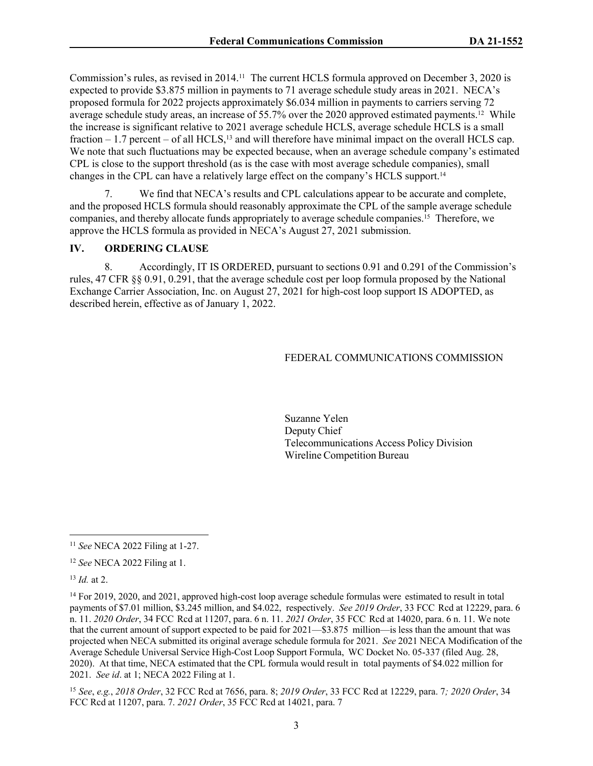Commission's rules, as revised in 2014.[11] The current HCLS formula approved on December 3, 2020 is expected to provide $3.875 million in payments to 71 average schedule study areas in 2021. NECA's proposed formula for 2022 projects approximately $6.034 million in payments to carriers serving 72 average schedule study areas, an increase of 55.7% over the 2020 approved estimated payments.[12] While the increase is significant relative to 2021 average schedule HCLS, average schedule HCLS is a small fraction – 1.7 percent – of all HCLS,[13] and will therefore have minimal impact on the overall HCLS cap. We note that such fluctuations may be expected because, when an average schedule company's estimated CPL is close to the support threshold (as is the case with most average schedule companies), small changes in the CPL can have a relatively large effect on the company's HCLS support.[14]

7. We find that NECA's results and CPL calculations appear to be accurate and complete, and the proposed HCLS formula should reasonably approximate the CPL of the sample average schedule companies, and thereby allocate funds appropriately to average schedule companies.[15] Therefore, we approve the HCLS formula as provided in NECA's August 27, 2021 submission.

## IV. ORDERING CLAUSE

8. Accordingly, IT IS ORDERED, pursuant to sections 0.91 and 0.291 of the Commission's rules, 47 CFR §§ 0.91, 0.291, that the average schedule cost per loop formula proposed by the National Exchange Carrier Association, Inc. on August 27, 2021 for high-cost loop support IS ADOPTED, as described herein, effective as of January 1, 2022.

FEDERAL COMMUNICATIONS COMMISSION

Suzanne Yelen
Deputy Chief
Telecommunications Access Policy Division
Wireline Competition Bureau

---

[11] *See* NECA 2022 Filing at 1-27.

[12] *See* NECA 2022 Filing at 1.

[13] *Id.* at 2.

[14] For 2019, 2020, and 2021, approved high-cost loop average schedule formulas were estimated to result in total payments of $7.01 million, $3.245 million, and $4.022, respectively. *See 2019 Order*, 33 FCC Rcd at 12229, para. 6 n. 11. *2020 Order*, 34 FCC Rcd at 11207, para. 6 n. 11. *2021 Order*, 35 FCC Rcd at 14020, para. 6 n. 11. We note that the current amount of support expected to be paid for 2021—$3.875 million—is less than the amount that was projected when NECA submitted its original average schedule formula for 2021. *See* 2021 NECA Modification of the Average Schedule Universal Service High-Cost Loop Support Formula, WC Docket No. 05-337 (filed Aug. 28, 2020). At that time, NECA estimated that the CPL formula would result in total payments of $4.022 million for 2021. *See id*. at 1; NECA 2022 Filing at 1.

[15] *See*, *e.g.*, *2018 Order*, 32 FCC Rcd at 7656, para. 8; *2019 Order*, 33 FCC Rcd at 12229, para. 7*; 2020 Order*, 34 FCC Rcd at 11207, para. 7. *2021 Order*, 35 FCC Rcd at 14021, para. 7